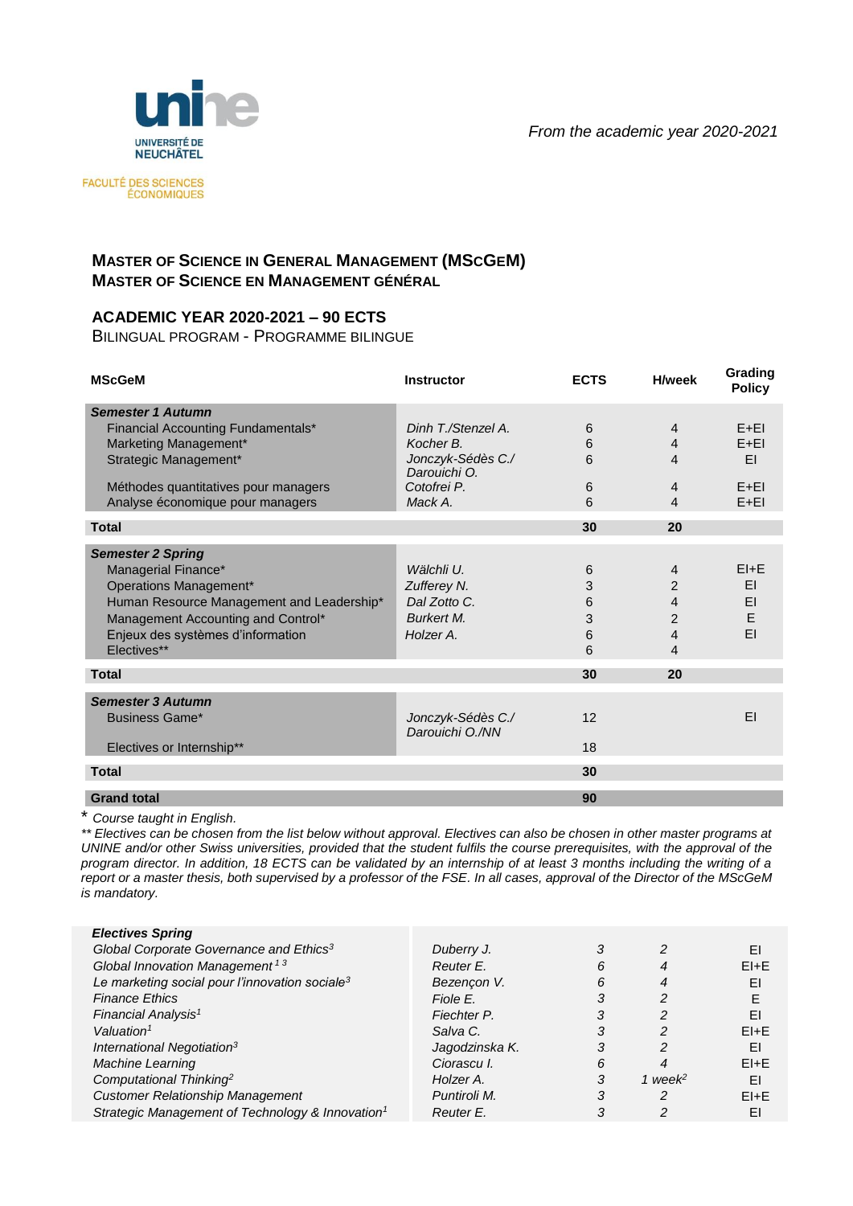unine
UNIVERSITÉ DE NEUCHÂTEL

FACULTÉ DES SCIENCES ÉCONOMIQUES

*From the academic year 2020-2021*

## MASTER OF SCIENCE IN GENERAL MANAGEMENT (MSCGEM)
## MASTER OF SCIENCE EN MANAGEMENT GÉNÉRAL

### ACADEMIC YEAR 2020-2021 – 90 ECTS

BILINGUAL PROGRAM - PROGRAMME BILINGUE

| MScGeM | Instructor | ECTS | H/week | Grading Policy |
|---|---|---|---|---|
| ***Semester 1 Autumn*** | | | | |
| Financial Accounting Fundamentals* | *Dinh T./Stenzel A.* | 6 | 4 | E+EI |
| Marketing Management* | *Kocher B.* | 6 | 4 | E+EI |
| Strategic Management* | *Jonczyk-Sédès C./ Darouichi O.* | 6 | 4 | EI |
| Méthodes quantitatives pour managers | *Cotofrei P.* | 6 | 4 | E+EI |
| Analyse économique pour managers | *Mack A.* | 6 | 4 | E+EI |
| **Total** | | **30** | **20** | |
| ***Semester 2 Spring*** | | | | |
| Managerial Finance* | *Wälchli U.* | 6 | 4 | EI+E |
| Operations Management* | *Zufferey N.* | 3 | 2 | EI |
| Human Resource Management and Leadership* | *Dal Zotto C.* | 6 | 4 | EI |
| Management Accounting and Control* | *Burkert M.* | 3 | 2 | E |
| Enjeux des systèmes d'information | *Holzer A.* | 6 | 4 | EI |
| Electives** | | 6 | 4 | |
| **Total** | | **30** | **20** | |
| ***Semester 3 Autumn*** | | | | |
| Business Game* | *Jonczyk-Sédès C./ Darouichi O./NN* | 12 | | EI |
| Electives or Internship** | | 18 | | |
| **Total** | | **30** | | |
| **Grand total** | | **90** | | |

\* *Course taught in English.*

*** Electives can be chosen from the list below without approval. Electives can also be chosen in other master programs at UNINE and/or other Swiss universities, provided that the student fulfils the course prerequisites, with the approval of the program director. In addition, 18 ECTS can be validated by an internship of at least 3 months including the writing of a report or a master thesis, both supervised by a professor of the FSE. In all cases, approval of the Director of the MScGeM is mandatory.*

| ***Electives Spring*** | | | | |
|---|---|---|---|---|
| *Global Corporate Governance and Ethics[3]* | *Duberry J.* | *3* | *2* | EI |
| *Global Innovation Management [1 3]* | *Reuter E.* | *6* | *4* | EI+E |
| *Le marketing social pour l'innovation sociale[3]* | *Bezençon V.* | *6* | *4* | EI |
| *Finance Ethics* | *Fiole E.* | *3* | *2* | E |
| *Financial Analysis[1]* | *Fiechter P.* | *3* | *2* | EI |
| *Valuation[1]* | *Salva C.* | *3* | *2* | EI+E |
| *International Negotiation[3]* | *Jagodzinska K.* | *3* | *2* | EI |
| *Machine Learning* | *Ciorascu I.* | *6* | *4* | EI+E |
| *Computational Thinking[2]* | *Holzer A.* | *3* | *1 week[2]* | EI |
| *Customer Relationship Management* | *Puntiroli M.* | *3* | *2* | EI+E |
| *Strategic Management of Technology & Innovation[1]* | *Reuter E.* | *3* | *2* | EI |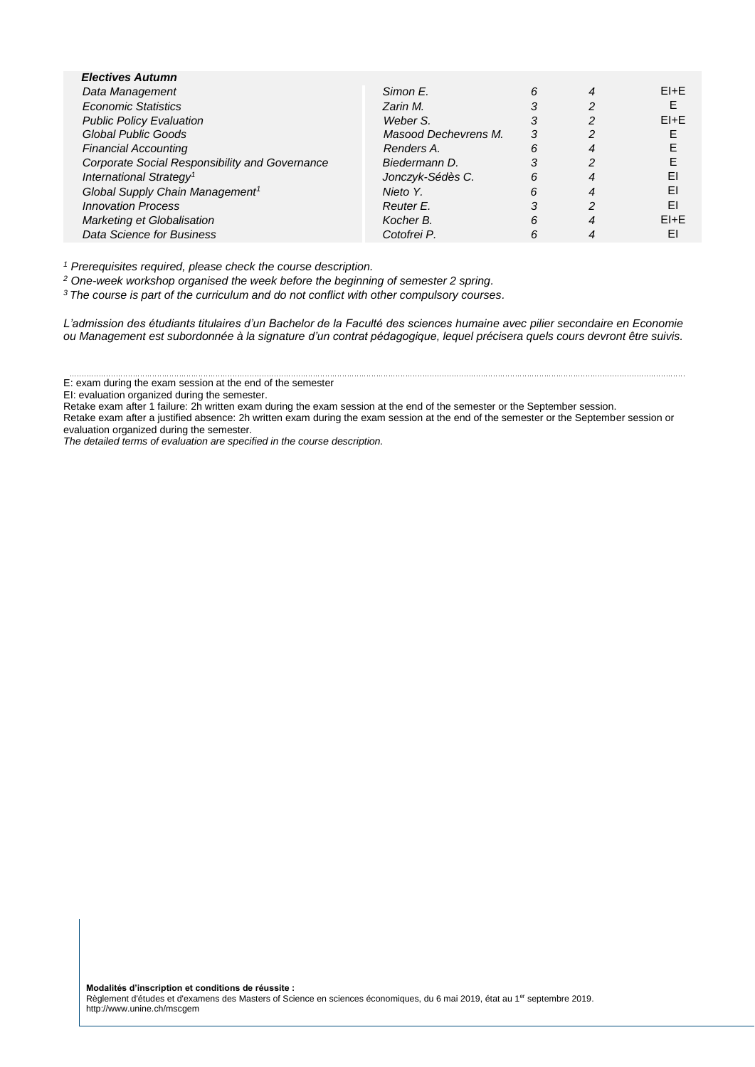| | | | | |
|---|---|---|---|---|
| ***Electives Autumn*** | | | | |
| *Data Management* | *Simon E.* | *6* | *4* | EI+E |
| *Economic Statistics* | *Zarin M.* | *3* | *2* | E |
| *Public Policy Evaluation* | *Weber S.* | *3* | *2* | EI+E |
| *Global Public Goods* | *Masood Dechevrens M.* | *3* | *2* | E |
| *Financial Accounting* | *Renders A.* | *6* | *4* | E |
| *Corporate Social Responsibility and Governance* | *Biedermann D.* | *3* | *2* | E |
| *International Strategy*[1] | *Jonczyk-Sédès C.* | *6* | *4* | EI |
| *Global Supply Chain Management*[1] | *Nieto Y.* | *6* | *4* | EI |
| *Innovation Process* | *Reuter E.* | *3* | *2* | EI |
| *Marketing et Globalisation* | *Kocher B.* | *6* | *4* | EI+E |
| *Data Science for Business* | *Cotofrei P.* | *6* | *4* | EI |

*[1] Prerequisites required, please check the course description.*

*[2] One-week workshop organised the week before the beginning of semester 2 spring.*

*[3] The course is part of the curriculum and do not conflict with other compulsory courses.*

*L'admission des étudiants titulaires d'un Bachelor de la Faculté des sciences humaine avec pilier secondaire en Economie ou Management est subordonnée à la signature d'un contrat pédagogique, lequel précisera quels cours devront être suivis.*

E: exam during the exam session at the end of the semester

EI: evaluation organized during the semester.

Retake exam after 1 failure: 2h written exam during the exam session at the end of the semester or the September session.

Retake exam after a justified absence: 2h written exam during the exam session at the end of the semester or the September session or evaluation organized during the semester.

*The detailed terms of evaluation are specified in the course description.*

**Modalités d'inscription et conditions de réussite :**

Règlement d'études et d'examens des Masters of Science en sciences économiques, du 6 mai 2019, état au 1er septembre 2019.

http://www.unine.ch/mscgem